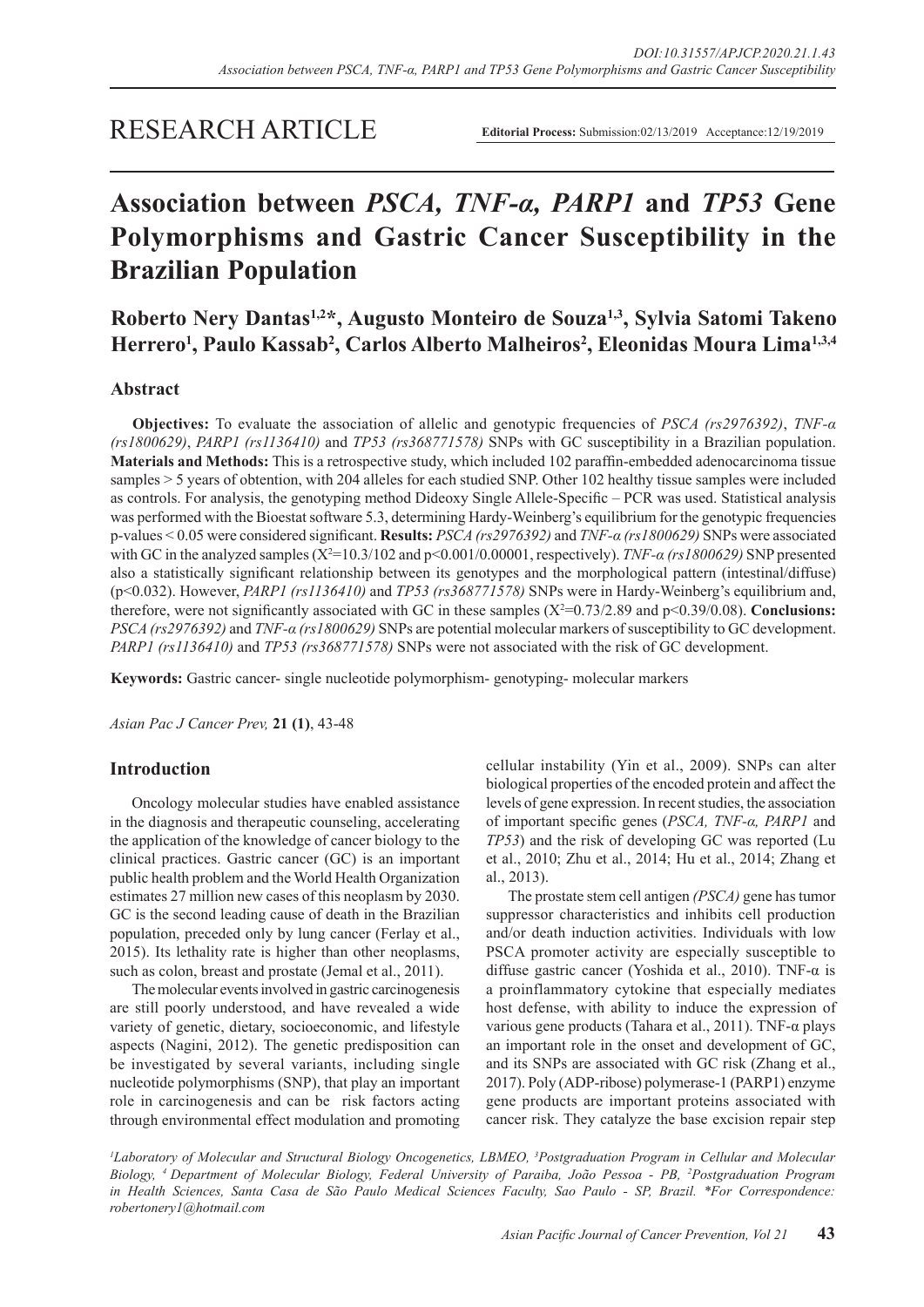RESEARCH ARTICLE

**Editorial Process:** Submission:02/13/2019 Acceptance:12/19/2019

# Association between *PSCA, TNF-α, PARP1* and *TP53* Gene Polymorphisms and Gastric Cancer Susceptibility in the Brazilian Population

**Roberto Nery Dantas[1,2]*, Augusto Monteiro de Souza[1,3], Sylvia Satomi Takeno Herrero[1], Paulo Kassab[2], Carlos Alberto Malheiros[2], Eleonidas Moura Lima[1,3,4]**

## Abstract

**Objectives:** To evaluate the association of allelic and genotypic frequencies of *PSCA (rs2976392)*, *TNF-α (rs1800629)*, *PARP1 (rs1136410)* and *TP53 (rs368771578)* SNPs with GC susceptibility in a Brazilian population. **Materials and Methods:** This is a retrospective study, which included 102 paraffin-embedded adenocarcinoma tissue samples > 5 years of obtention, with 204 alleles for each studied SNP. Other 102 healthy tissue samples were included as controls. For analysis, the genotyping method Dideoxy Single Allele-Specific – PCR was used. Statistical analysis was performed with the Bioestat software 5.3, determining Hardy-Weinberg's equilibrium for the genotypic frequencies p-values < 0.05 were considered significant. **Results:** *PSCA (rs2976392)* and *TNF-α (rs1800629)* SNPs were associated with GC in the analyzed samples ($X^2$=10.3/102 and p<0.001/0.00001, respectively). *TNF-α (rs1800629)* SNP presented also a statistically significant relationship between its genotypes and the morphological pattern (intestinal/diffuse) (p<0.032). However, *PARP1 (rs1136410)* and *TP53 (rs368771578)* SNPs were in Hardy-Weinberg's equilibrium and, therefore, were not significantly associated with GC in these samples ($X^2$=0.73/2.89 and p<0.39/0.08). **Conclusions:** *PSCA (rs2976392)* and *TNF-α (rs1800629)* SNPs are potential molecular markers of susceptibility to GC development. *PARP1 (rs1136410)* and *TP53 (rs368771578)* SNPs were not associated with the risk of GC development.

**Keywords:** Gastric cancer- single nucleotide polymorphism- genotyping- molecular markers

*Asian Pac J Cancer Prev,* **21 (1)**, 43-48

## Introduction

Oncology molecular studies have enabled assistance in the diagnosis and therapeutic counseling, accelerating the application of the knowledge of cancer biology to the clinical practices. Gastric cancer (GC) is an important public health problem and the World Health Organization estimates 27 million new cases of this neoplasm by 2030. GC is the second leading cause of death in the Brazilian population, preceded only by lung cancer (Ferlay et al., 2015). Its lethality rate is higher than other neoplasms, such as colon, breast and prostate (Jemal et al., 2011).

The molecular events involved in gastric carcinogenesis are still poorly understood, and have revealed a wide variety of genetic, dietary, socioeconomic, and lifestyle aspects (Nagini, 2012). The genetic predisposition can be investigated by several variants, including single nucleotide polymorphisms (SNP), that play an important role in carcinogenesis and can be risk factors acting through environmental effect modulation and promoting cellular instability (Yin et al., 2009). SNPs can alter biological properties of the encoded protein and affect the levels of gene expression. In recent studies, the association of important specific genes (*PSCA, TNF-α, PARP1* and *TP53*) and the risk of developing GC was reported (Lu et al., 2010; Zhu et al., 2014; Hu et al., 2014; Zhang et al., 2013).

The prostate stem cell antigen *(PSCA)* gene has tumor suppressor characteristics and inhibits cell production and/or death induction activities. Individuals with low PSCA promoter activity are especially susceptible to diffuse gastric cancer (Yoshida et al., 2010). TNF-α is a proinflammatory cytokine that especially mediates host defense, with ability to induce the expression of various gene products (Tahara et al., 2011). TNF-α plays an important role in the onset and development of GC, and its SNPs are associated with GC risk (Zhang et al., 2017). Poly (ADP-ribose) polymerase-1 (PARP1) enzyme gene products are important proteins associated with cancer risk. They catalyze the base excision repair step

*[1]Laboratory of Molecular and Structural Biology Oncogenetics, LBMEO, [3]Postgraduation Program in Cellular and Molecular Biology, [4] Department of Molecular Biology, Federal University of Paraiba, João Pessoa - PB, [2]Postgraduation Program in Health Sciences, Santa Casa de São Paulo Medical Sciences Faculty, Sao Paulo - SP, Brazil. \*For Correspondence: robertonery1@hotmail.com*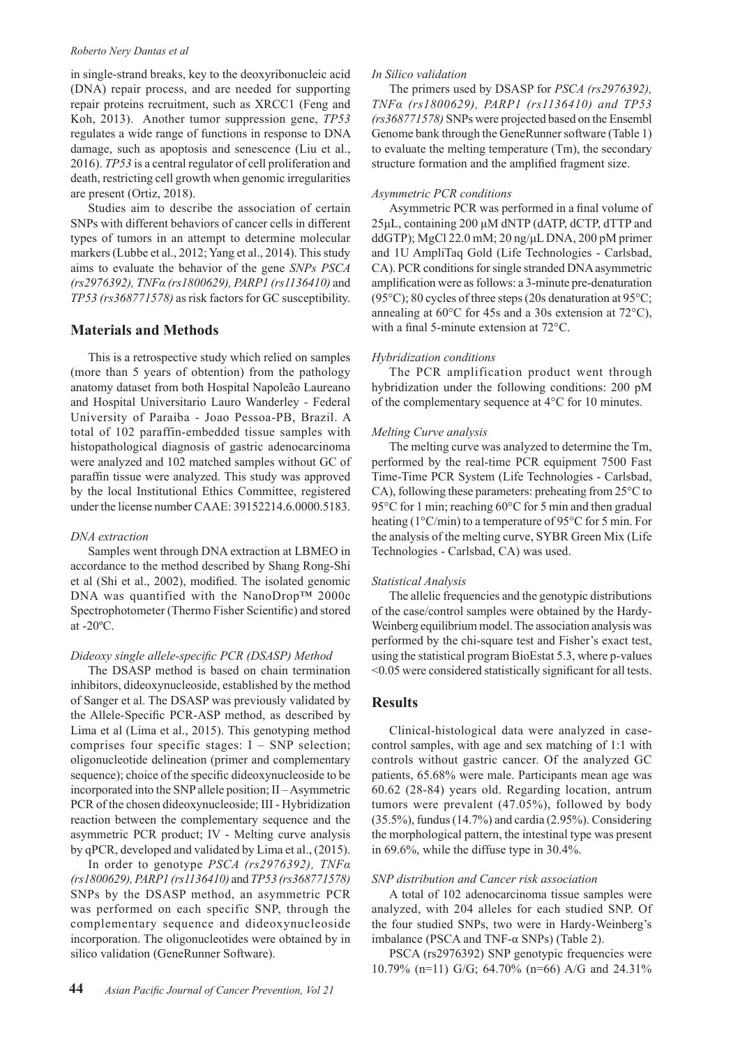in single-strand breaks, key to the deoxyribonucleic acid (DNA) repair process, and are needed for supporting repair proteins recruitment, such as XRCC1 (Feng and Koh, 2013). Another tumor suppression gene, *TP53* regulates a wide range of functions in response to DNA damage, such as apoptosis and senescence (Liu et al., 2016). *TP53* is a central regulator of cell proliferation and death, restricting cell growth when genomic irregularities are present (Ortiz, 2018).

Studies aim to describe the association of certain SNPs with different behaviors of cancer cells in different types of tumors in an attempt to determine molecular markers (Lubbe et al., 2012; Yang et al., 2014). This study aims to evaluate the behavior of the gene *SNPs PSCA (rs2976392), TNFα (rs1800629), PARP1 (rs1136410)* and *TP53 (rs368771578)* as risk factors for GC susceptibility.

## Materials and Methods

This is a retrospective study which relied on samples (more than 5 years of obtention) from the pathology anatomy dataset from both Hospital Napoleão Laureano and Hospital Universitario Lauro Wanderley - Federal University of Paraiba - Joao Pessoa-PB, Brazil. A total of 102 paraffin-embedded tissue samples with histopathological diagnosis of gastric adenocarcinoma were analyzed and 102 matched samples without GC of paraffin tissue were analyzed. This study was approved by the local Institutional Ethics Committee, registered under the license number CAAE: 39152214.6.0000.5183.

### *DNA extraction*

Samples went through DNA extraction at LBMEO in accordance to the method described by Shang Rong-Shi et al (Shi et al., 2002), modified. The isolated genomic DNA was quantified with the NanoDrop™ 2000c Spectrophotometer (Thermo Fisher Scientific) and stored at -20ºC.

### *Dideoxy single allele-specific PCR (DSASP) Method*

The DSASP method is based on chain termination inhibitors, dideoxynucleoside, established by the method of Sanger et al. The DSASP was previously validated by the Allele-Specific PCR-ASP method, as described by Lima et al (Lima et al., 2015). This genotyping method comprises four specific stages: I – SNP selection; oligonucleotide delineation (primer and complementary sequence); choice of the specific dideoxynucleoside to be incorporated into the SNP allele position; II – Asymmetric PCR of the chosen dideoxynucleoside; III - Hybridization reaction between the complementary sequence and the asymmetric PCR product; IV - Melting curve analysis by qPCR, developed and validated by Lima et al., (2015).

In order to genotype *PSCA (rs2976392), TNFα (rs1800629), PARP1 (rs1136410)* and *TP53 (rs368771578)* SNPs by the DSASP method, an asymmetric PCR was performed on each specific SNP, through the complementary sequence and dideoxynucleoside incorporation. The oligonucleotides were obtained by in silico validation (GeneRunner Software).

### *In Silico validation*

The primers used by DSASP for *PSCA (rs2976392), TNFα (rs1800629), PARP1 (rs1136410) and TP53 (rs368771578)* SNPs were projected based on the Ensembl Genome bank through the GeneRunner software (Table 1) to evaluate the melting temperature (Tm), the secondary structure formation and the amplified fragment size.

### *Asymmetric PCR conditions*

Asymmetric PCR was performed in a final volume of 25μL, containing 200 μM dNTP (dATP, dCTP, dTTP and ddGTP); MgCl 22.0 mM; 20 ng/μL DNA, 200 pM primer and 1U AmpliTaq Gold (Life Technologies - Carlsbad, CA). PCR conditions for single stranded DNA asymmetric amplification were as follows: a 3-minute pre-denaturation (95°C); 80 cycles of three steps (20s denaturation at 95°C; annealing at 60°C for 45s and a 30s extension at 72°C), with a final 5-minute extension at 72°C.

### *Hybridization conditions*

The PCR amplification product went through hybridization under the following conditions: 200 pM of the complementary sequence at 4°C for 10 minutes.

### *Melting Curve analysis*

The melting curve was analyzed to determine the Tm, performed by the real-time PCR equipment 7500 Fast Time-Time PCR System (Life Technologies - Carlsbad, CA), following these parameters: preheating from 25°C to 95°C for 1 min; reaching 60°C for 5 min and then gradual heating (1°C/min) to a temperature of 95°C for 5 min. For the analysis of the melting curve, SYBR Green Mix (Life Technologies - Carlsbad, CA) was used.

### *Statistical Analysis*

The allelic frequencies and the genotypic distributions of the case/control samples were obtained by the Hardy-Weinberg equilibrium model. The association analysis was performed by the chi-square test and Fisher's exact test, using the statistical program BioEstat 5.3, where p-values $<0.05$ were considered statistically significant for all tests.

## Results

Clinical-histological data were analyzed in case-control samples, with age and sex matching of 1:1 with controls without gastric cancer. Of the analyzed GC patients, 65.68% were male. Participants mean age was 60.62 (28-84) years old. Regarding location, antrum tumors were prevalent (47.05%), followed by body (35.5%), fundus (14.7%) and cardia (2.95%). Considering the morphological pattern, the intestinal type was present in 69.6%, while the diffuse type in 30.4%.

### *SNP distribution and Cancer risk association*

A total of 102 adenocarcinoma tissue samples were analyzed, with 204 alleles for each studied SNP. Of the four studied SNPs, two were in Hardy-Weinberg's imbalance (PSCA and TNF-α SNPs) (Table 2).

PSCA (rs2976392) SNP genotypic frequencies were 10.79% (n=11) G/G; 64.70% (n=66) A/G and 24.31%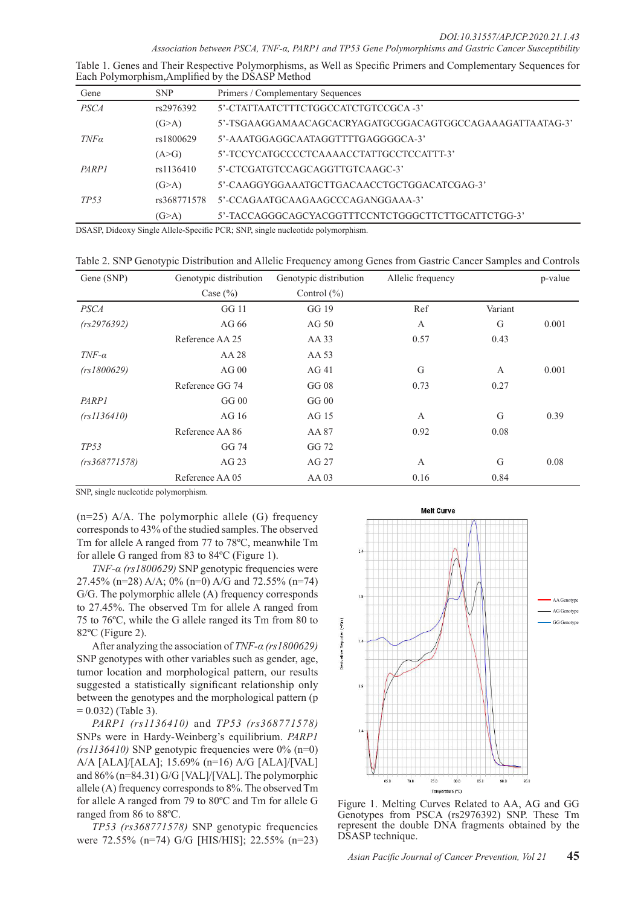Table 1. Genes and Their Respective Polymorphisms, as Well as Specific Primers and Complementary Sequences for Each Polymorphism, Amplified by the DSASP Method

| Gene | SNP | Primers / Complementary Sequences |
|---|---|---|
| *PSCA* | rs2976392 | 5'-CTATTAATCTTTCTGGCCATCTGTCCGCA -3' |
| | (G>A) | 5'-TSGAAGGAMAACAGCACRYAGATGCGGACAGTGGCCAGAAAGATTAATAG-3' |
| *TNFα* | rs1800629 | 5'-AAATGGAGGCAATAGGTTTTGAGGGGCA-3' |
| | (A>G) | 5'-TCCYCATGCCCCTCAAAACCTATTGCCTCCATTT-3' |
| *PARP1* | rs1136410 | 5'-CTCGATGTCCAGCAGGTTGTCAAGC-3' |
| | (G>A) | 5'-CAAGGYGGAAATGCTTGACAACCTGCTGGACATCGAG-3' |
| *TP53* | rs368771578 | 5'-CCAGAATGCAAGAAGCCCAGANGGAAA-3' |
| | (G>A) | 5'-TACCAGGGCAGCYACGGTTTCCNTCTGGGCTTCTTGCATTCTGG-3' |

DSASP, Dideoxy Single Allele-Specific PCR; SNP, single nucleotide polymorphism.

Table 2. SNP Genotypic Distribution and Allelic Frequency among Genes from Gastric Cancer Samples and Controls

| Gene (SNP) | Genotypic distribution Case (%) | Genotypic distribution Control (%) | Allelic frequency | | p-value |
|---|---|---|---|---|---|
| *PSCA* | GG 11 | GG 19 | Ref | Variant | |
| *(rs2976392)* | AG 66 | AG 50 | A | G | 0.001 |
| | Reference AA 25 | AA 33 | 0.57 | 0.43 | |
| *TNF-α* | AA 28 | AA 53 | | | |
| *(rs1800629)* | AG 00 | AG 41 | G | A | 0.001 |
| | Reference GG 74 | GG 08 | 0.73 | 0.27 | |
| *PARP1* | GG 00 | GG 00 | | | |
| *(rs1136410)* | AG 16 | AG 15 | A | G | 0.39 |
| | Reference AA 86 | AA 87 | 0.92 | 0.08 | |
| *TP53* | GG 74 | GG 72 | | | |
| *(rs368771578)* | AG 23 | AG 27 | A | G | 0.08 |
| | Reference AA 05 | AA 03 | 0.16 | 0.84 | |

SNP, single nucleotide polymorphism.

(n=25) A/A. The polymorphic allele (G) frequency corresponds to 43% of the studied samples. The observed Tm for allele A ranged from 77 to 78ºC, meanwhile Tm for allele G ranged from 83 to 84ºC (Figure 1).

*TNF-α (rs1800629)* SNP genotypic frequencies were 27.45% (n=28) A/A; 0% (n=0) A/G and 72.55% (n=74) G/G. The polymorphic allele (A) frequency corresponds to 27.45%. The observed Tm for allele A ranged from 75 to 76ºC, while the G allele ranged its Tm from 80 to 82ºC (Figure 2).

After analyzing the association of *TNF-α (rs1800629)* SNP genotypes with other variables such as gender, age, tumor location and morphological pattern, our results suggested a statistically significant relationship only between the genotypes and the morphological pattern (p = 0.032) (Table 3).

*PARP1 (rs1136410)* and *TP53 (rs368771578)* SNPs were in Hardy-Weinberg's equilibrium. *PARP1 (rs1136410)* SNP genotypic frequencies were 0% (n=0) A/A [ALA]/[ALA]; 15.69% (n=16) A/G [ALA]/[VAL] and 86% (n=84.31) G/G [VAL]/[VAL]. The polymorphic allele (A) frequency corresponds to 8%. The observed Tm for allele A ranged from 79 to 80ºC and Tm for allele G ranged from 86 to 88ºC.

*TP53 (rs368771578)* SNP genotypic frequencies were 72.55% (n=74) G/G [HIS/HIS]; 22.55% (n=23)

Figure 1. Melting Curves Related to AA, AG and GG Genotypes from PSCA (rs2976392) SNP. These Tm represent the double DNA fragments obtained by the DSASP technique.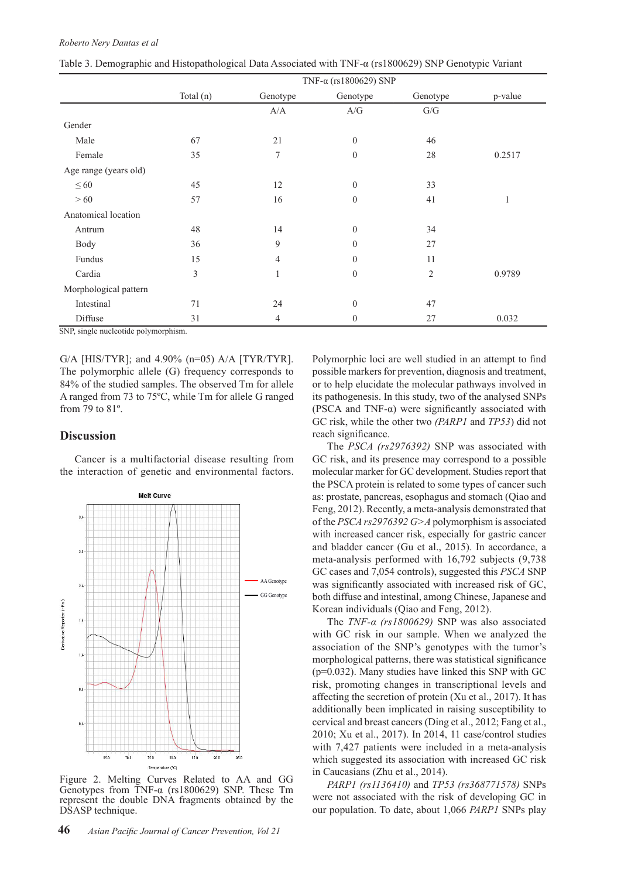Table 3. Demographic and Histopathological Data Associated with TNF-α (rs1800629) SNP Genotypic Variant

| | TNF-α (rs1800629) SNP | | | | |
|---|---|---|---|---|---|
| | Total (n) | Genotype A/A | Genotype A/G | Genotype G/G | p-value |
| Gender | | | | | |
| Male | 67 | 21 | 0 | 46 | |
| Female | 35 | 7 | 0 | 28 | 0.2517 |
| Age range (years old) | | | | | |
| ≤ 60 | 45 | 12 | 0 | 33 | |
| > 60 | 57 | 16 | 0 | 41 | 1 |
| Anatomical location | | | | | |
| Antrum | 48 | 14 | 0 | 34 | |
| Body | 36 | 9 | 0 | 27 | |
| Fundus | 15 | 4 | 0 | 11 | |
| Cardia | 3 | 1 | 0 | 2 | 0.9789 |
| Morphological pattern | | | | | |
| Intestinal | 71 | 24 | 0 | 47 | |
| Diffuse | 31 | 4 | 0 | 27 | 0.032 |

SNP, single nucleotide polymorphism.

G/A [HIS/TYR]; and 4.90% (n=05) A/A [TYR/TYR]. The polymorphic allele (G) frequency corresponds to 84% of the studied samples. The observed Tm for allele A ranged from 73 to 75ºC, while Tm for allele G ranged from 79 to 81º.

## Discussion

Cancer is a multifactorial disease resulting from the interaction of genetic and environmental factors.

Figure 2. Melting Curves Related to AA and GG Genotypes from TNF-α (rs1800629) SNP. These Tm represent the double DNA fragments obtained by the DSASP technique.

Polymorphic loci are well studied in an attempt to find possible markers for prevention, diagnosis and treatment, or to help elucidate the molecular pathways involved in its pathogenesis. In this study, two of the analysed SNPs (PSCA and TNF-α) were significantly associated with GC risk, while the other two *(PARP1* and *TP53*) did not reach significance.

The *PSCA (rs2976392)* SNP was associated with GC risk, and its presence may correspond to a possible molecular marker for GC development. Studies report that the PSCA protein is related to some types of cancer such as: prostate, pancreas, esophagus and stomach (Qiao and Feng, 2012). Recently, a meta-analysis demonstrated that of the *PSCA rs2976392 G>A* polymorphism is associated with increased cancer risk, especially for gastric cancer and bladder cancer (Gu et al., 2015). In accordance, a meta-analysis performed with 16,792 subjects (9,738 GC cases and 7,054 controls), suggested this *PSCA* SNP was significantly associated with increased risk of GC, both diffuse and intestinal, among Chinese, Japanese and Korean individuals (Qiao and Feng, 2012).

The *TNF-α (rs1800629)* SNP was also associated with GC risk in our sample. When we analyzed the association of the SNP's genotypes with the tumor's morphological patterns, there was statistical significance (p=0.032). Many studies have linked this SNP with GC risk, promoting changes in transcriptional levels and affecting the secretion of protein (Xu et al., 2017). It has additionally been implicated in raising susceptibility to cervical and breast cancers (Ding et al., 2012; Fang et al., 2010; Xu et al., 2017). In 2014, 11 case/control studies with 7,427 patients were included in a meta-analysis which suggested its association with increased GC risk in Caucasians (Zhu et al., 2014).

*PARP1 (rs1136410)* and *TP53 (rs368771578)* SNPs were not associated with the risk of developing GC in our population. To date, about 1,066 *PARP1* SNPs play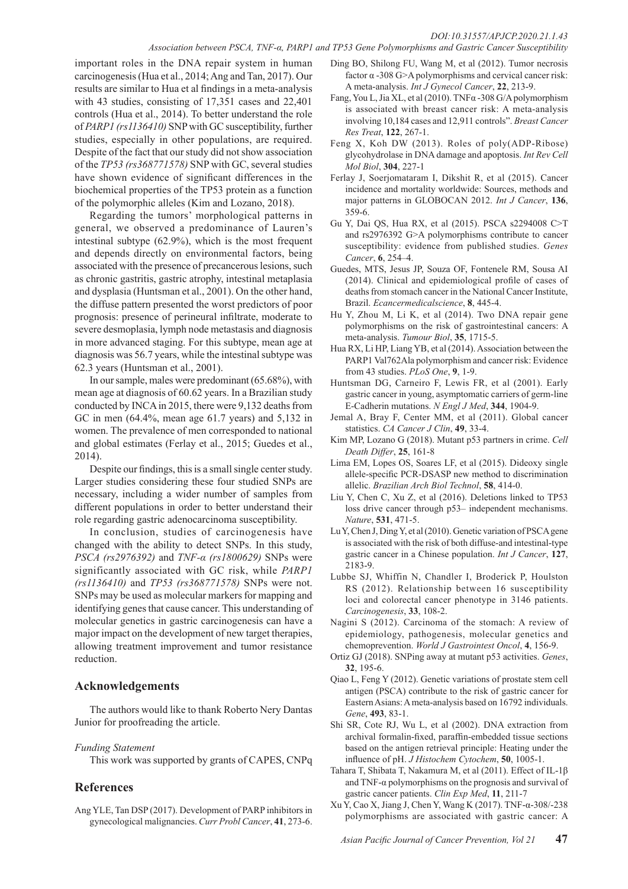important roles in the DNA repair system in human carcinogenesis (Hua et al., 2014; Ang and Tan, 2017). Our results are similar to Hua et al findings in a meta-analysis with 43 studies, consisting of 17,351 cases and 22,401 controls (Hua et al., 2014). To better understand the role of *PARP1 (rs1136410)* SNP with GC susceptibility, further studies, especially in other populations, are required. Despite of the fact that our study did not show association of the *TP53 (rs368771578)* SNP with GC, several studies have shown evidence of significant differences in the biochemical properties of the TP53 protein as a function of the polymorphic alleles (Kim and Lozano, 2018).

Regarding the tumors' morphological patterns in general, we observed a predominance of Lauren's intestinal subtype (62.9%), which is the most frequent and depends directly on environmental factors, being associated with the presence of precancerous lesions, such as chronic gastritis, gastric atrophy, intestinal metaplasia and dysplasia (Huntsman et al., 2001). On the other hand, the diffuse pattern presented the worst predictors of poor prognosis: presence of perineural infiltrate, moderate to severe desmoplasia, lymph node metastasis and diagnosis in more advanced staging. For this subtype, mean age at diagnosis was 56.7 years, while the intestinal subtype was 62.3 years (Huntsman et al., 2001).

In our sample, males were predominant (65.68%), with mean age at diagnosis of 60.62 years. In a Brazilian study conducted by INCA in 2015, there were 9,132 deaths from GC in men (64.4%, mean age 61.7 years) and 5,132 in women. The prevalence of men corresponded to national and global estimates (Ferlay et al., 2015; Guedes et al., 2014).

Despite our findings, this is a small single center study. Larger studies considering these four studied SNPs are necessary, including a wider number of samples from different populations in order to better understand their role regarding gastric adenocarcinoma susceptibility.

In conclusion, studies of carcinogenesis have changed with the ability to detect SNPs. In this study, *PSCA (rs2976392)* and *TNF-α (rs1800629)* SNPs were significantly associated with GC risk, while *PARP1 (rs1136410)* and *TP53 (rs368771578)* SNPs were not. SNPs may be used as molecular markers for mapping and identifying genes that cause cancer. This understanding of molecular genetics in gastric carcinogenesis can have a major impact on the development of new target therapies, allowing treatment improvement and tumor resistance reduction.

## Acknowledgements

The authors would like to thank Roberto Nery Dantas Junior for proofreading the article.

*Funding Statement*

This work was supported by grants of CAPES, CNPq

## References

Ang YLE, Tan DSP (2017). Development of PARP inhibitors in gynecological malignancies. *Curr Probl Cancer*, **41**, 273-6.

Ding BO, Shilong FU, Wang M, et al (2012). Tumor necrosis factor α -308 G>A polymorphisms and cervical cancer risk: A meta-analysis. *Int J Gynecol Cancer*, **22**, 213-9.

Fang, You L, Jia XL, et al (2010). TNFα -308 G/A polymorphism is associated with breast cancer risk: A meta-analysis involving 10,184 cases and 12,911 controls". *Breast Cancer Res Treat*, **122**, 267-1.

Feng X, Koh DW (2013). Roles of poly(ADP-Ribose) glycohydrolase in DNA damage and apoptosis. *Int Rev Cell Mol Biol*, **304**, 227-1

Ferlay J, Soerjomataram I, Dikshit R, et al (2015). Cancer incidence and mortality worldwide: Sources, methods and major patterns in GLOBOCAN 2012. *Int J Cancer*, **136**, 359-6.

Gu Y, Dai QS, Hua RX, et al (2015). PSCA s2294008 C>T and rs2976392 G>A polymorphisms contribute to cancer susceptibility: evidence from published studies. *Genes Cancer*, **6**, 254–4.

Guedes, MTS, Jesus JP, Souza OF, Fontenele RM, Sousa AI (2014). Clinical and epidemiological profile of cases of deaths from stomach cancer in the National Cancer Institute, Brazil. *Ecancermedicalscience*, **8**, 445-4.

Hu Y, Zhou M, Li K, et al (2014). Two DNA repair gene polymorphisms on the risk of gastrointestinal cancers: A meta-analysis. *Tumour Biol*, **35**, 1715-5.

Hua RX, Li HP, Liang YB, et al (2014). Association between the PARP1 Val762Ala polymorphism and cancer risk: Evidence from 43 studies. *PLoS One*, **9**, 1-9.

Huntsman DG, Carneiro F, Lewis FR, et al (2001). Early gastric cancer in young, asymptomatic carriers of germ-line E-Cadherin mutations. *N Engl J Med*, **344**, 1904-9.

Jemal A, Bray F, Center MM, et al (2011). Global cancer statistics. *CA Cancer J Clin*, **49**, 33-4.

Kim MP, Lozano G (2018). Mutant p53 partners in crime. *Cell Death Differ*, **25**, 161-8

Lima EM, Lopes OS, Soares LF, et al (2015). Dideoxy single allele-specific PCR-DSASP new method to discrimination allelic. *Brazilian Arch Biol Technol*, **58**, 414-0.

Liu Y, Chen C, Xu Z, et al (2016). Deletions linked to TP53 loss drive cancer through p53– independent mechanisms. *Nature*, **531**, 471-5.

Lu Y, Chen J, Ding Y, et al (2010). Genetic variation of PSCA gene is associated with the risk of both diffuse-and intestinal-type gastric cancer in a Chinese population. *Int J Cancer*, **127**, 2183-9.

Lubbe SJ, Whiffin N, Chandler I, Broderick P, Houlston RS (2012). Relationship between 16 susceptibility loci and colorectal cancer phenotype in 3146 patients. *Carcinogenesis*, **33**, 108-2.

Nagini S (2012). Carcinoma of the stomach: A review of epidemiology, pathogenesis, molecular genetics and chemoprevention. *World J Gastrointest Oncol*, **4**, 156-9.

Ortiz GJ (2018). SNPing away at mutant p53 activities. *Genes*, **32**, 195-6.

Qiao L, Feng Y (2012). Genetic variations of prostate stem cell antigen (PSCA) contribute to the risk of gastric cancer for Eastern Asians: A meta-analysis based on 16792 individuals. *Gene*, **493**, 83-1.

Shi SR, Cote RJ, Wu L, et al (2002). DNA extraction from archival formalin-fixed, paraffin-embedded tissue sections based on the antigen retrieval principle: Heating under the influence of pH. *J Histochem Cytochem*, **50**, 1005-1.

Tahara T, Shibata T, Nakamura M, et al (2011). Effect of IL-1β and TNF-α polymorphisms on the prognosis and survival of gastric cancer patients. *Clin Exp Med*, **11**, 211-7

Xu Y, Cao X, Jiang J, Chen Y, Wang K (2017). TNF-α-308/-238 polymorphisms are associated with gastric cancer: A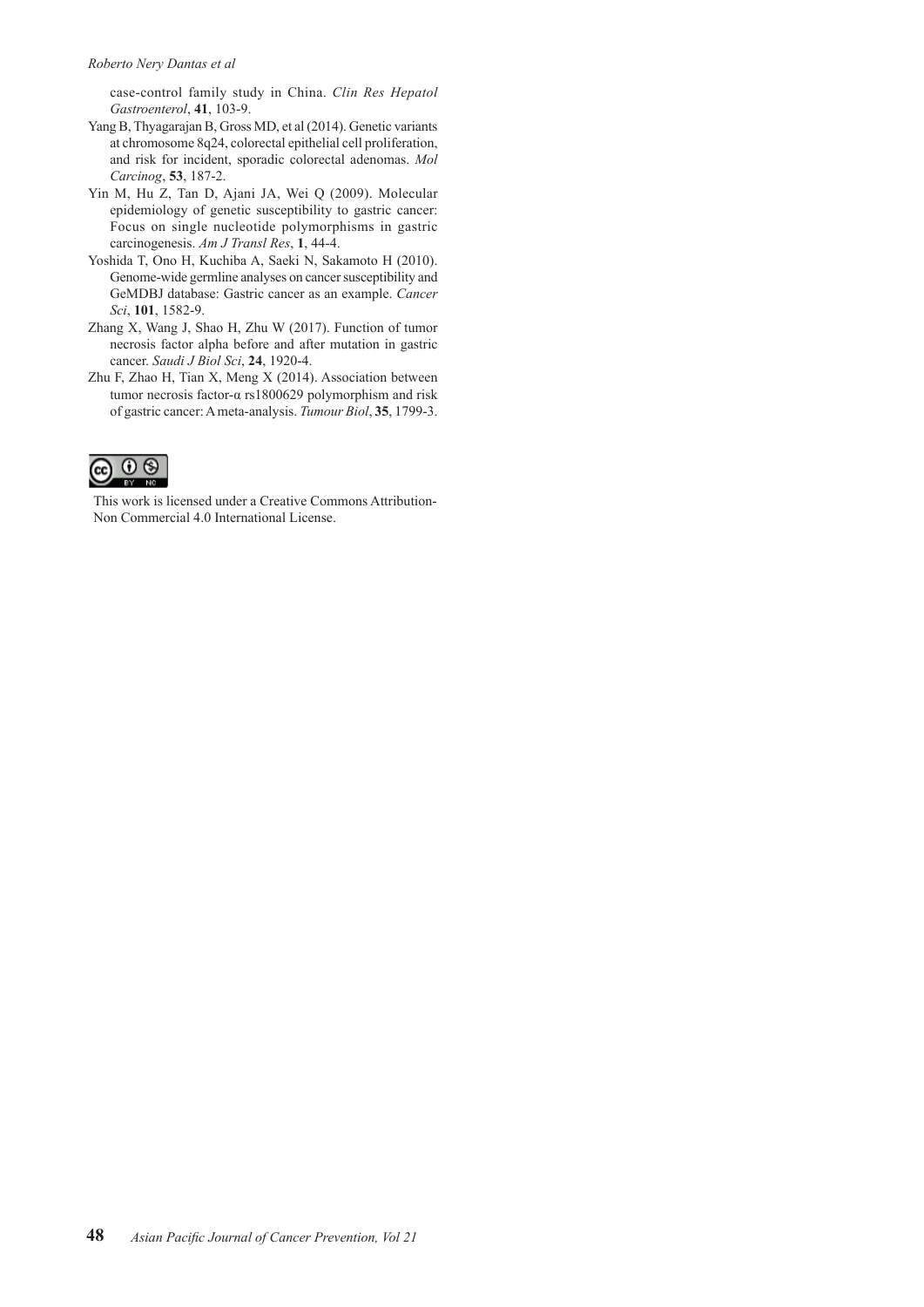case-control family study in China. *Clin Res Hepatol Gastroenterol*, **41**, 103-9.

Yang B, Thyagarajan B, Gross MD, et al (2014). Genetic variants at chromosome 8q24, colorectal epithelial cell proliferation, and risk for incident, sporadic colorectal adenomas. *Mol Carcinog*, **53**, 187-2.

Yin M, Hu Z, Tan D, Ajani JA, Wei Q (2009). Molecular epidemiology of genetic susceptibility to gastric cancer: Focus on single nucleotide polymorphisms in gastric carcinogenesis. *Am J Transl Res*, **1**, 44-4.

Yoshida T, Ono H, Kuchiba A, Saeki N, Sakamoto H (2010). Genome-wide germline analyses on cancer susceptibility and GeMDBJ database: Gastric cancer as an example. *Cancer Sci*, **101**, 1582-9.

Zhang X, Wang J, Shao H, Zhu W (2017). Function of tumor necrosis factor alpha before and after mutation in gastric cancer. *Saudi J Biol Sci*, **24**, 1920-4.

Zhu F, Zhao H, Tian X, Meng X (2014). Association between tumor necrosis factor-α rs1800629 polymorphism and risk of gastric cancer: A meta-analysis. *Tumour Biol*, **35**, 1799-3.

This work is licensed under a Creative Commons Attribution-Non Commercial 4.0 International License.